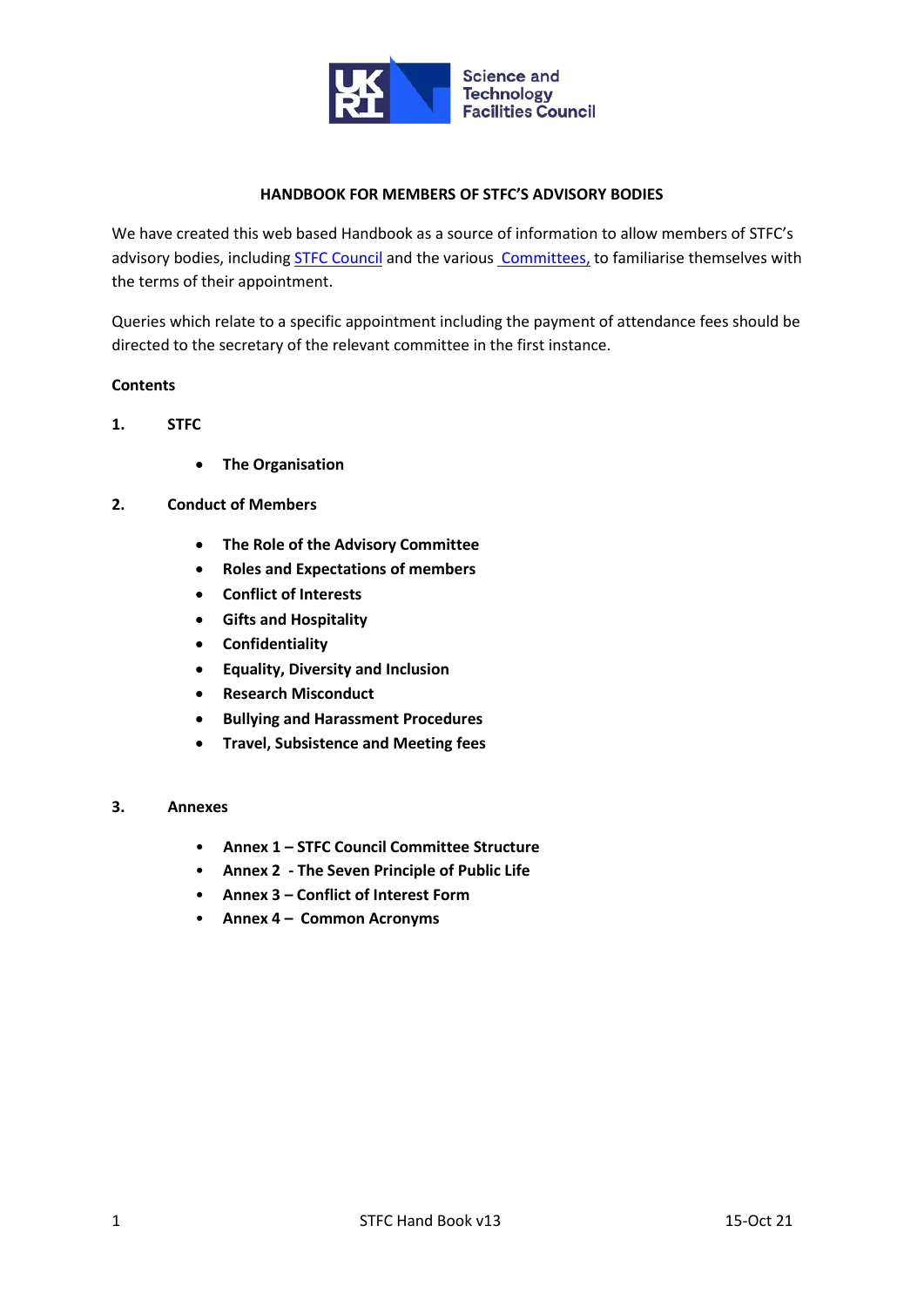# HANDBOOK FOR MEMBERS OF STFC'S ADVISORY BODIES

We have created this web based Handbook as a source of information to allow members of STFC's advisory bodies, including STFC Council and the various Committees, to familiarise themselves with the terms of their appointment.

Queries which relate to a specific appointment including the payment of attendance fees should be directed to the secretary of the relevant committee in the first instance.

**Contents**

**1. STFC**

- **The Organisation**

**2. Conduct of Members**

- **The Role of the Advisory Committee**
- **Roles and Expectations of members**
- **Conflict of Interests**
- **Gifts and Hospitality**
- **Confidentiality**
- **Equality, Diversity and Inclusion**
- **Research Misconduct**
- **Bullying and Harassment Procedures**
- **Travel, Subsistence and Meeting fees**

**3. Annexes**

- **Annex 1 – STFC Council Committee Structure**
- **Annex 2 - The Seven Principle of Public Life**
- **Annex 3 – Conflict of Interest Form**
- **Annex 4 – Common Acronyms**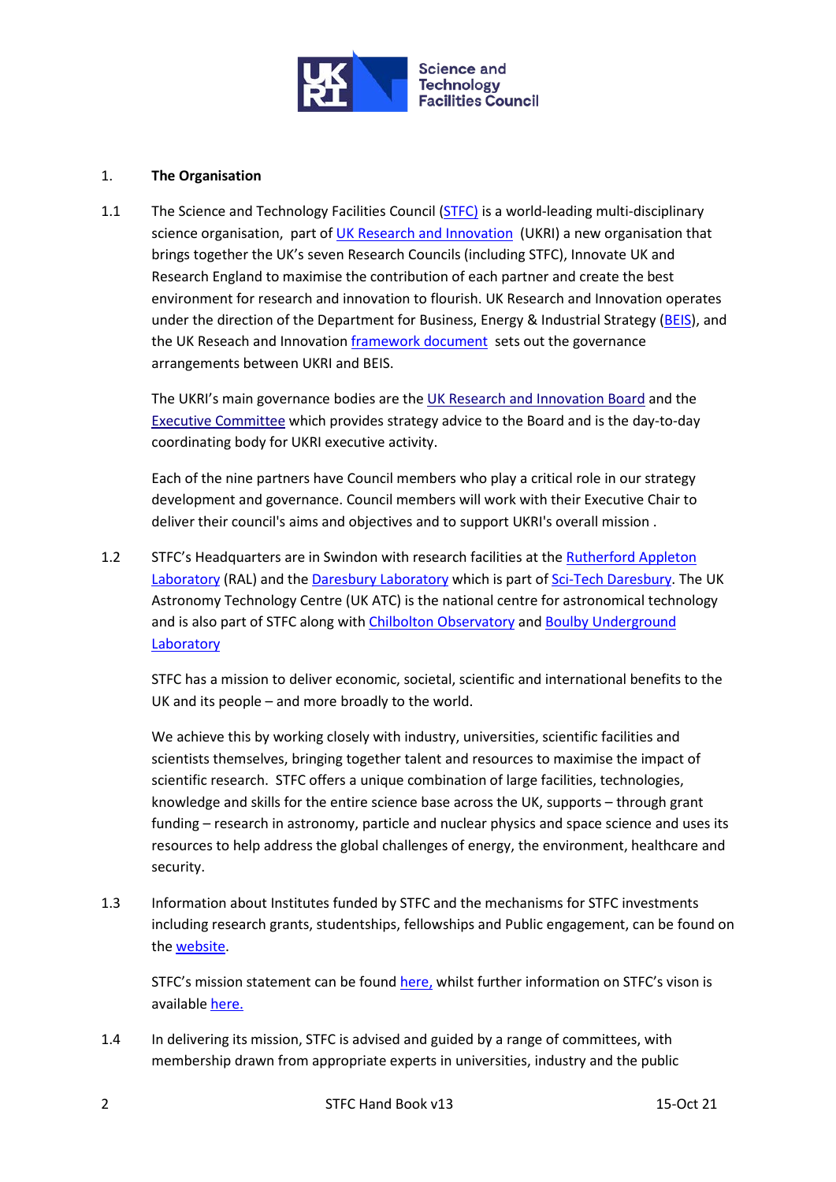## 1. The Organisation

1.1 The Science and Technology Facilities Council (STFC) is a world-leading multi-disciplinary science organisation, part of UK Research and Innovation (UKRI) a new organisation that brings together the UK's seven Research Councils (including STFC), Innovate UK and Research England to maximise the contribution of each partner and create the best environment for research and innovation to flourish. UK Research and Innovation operates under the direction of the Department for Business, Energy & Industrial Strategy (BEIS), and the UK Reseach and Innovation framework document sets out the governance arrangements between UKRI and BEIS.

The UKRI's main governance bodies are the UK Research and Innovation Board and the Executive Committee which provides strategy advice to the Board and is the day-to-day coordinating body for UKRI executive activity.

Each of the nine partners have Council members who play a critical role in our strategy development and governance. Council members will work with their Executive Chair to deliver their council's aims and objectives and to support UKRI's overall mission .

1.2 STFC's Headquarters are in Swindon with research facilities at the Rutherford Appleton Laboratory (RAL) and the Daresbury Laboratory which is part of Sci-Tech Daresbury. The UK Astronomy Technology Centre (UK ATC) is the national centre for astronomical technology and is also part of STFC along with Chilbolton Observatory and Boulby Underground Laboratory

STFC has a mission to deliver economic, societal, scientific and international benefits to the UK and its people – and more broadly to the world.

We achieve this by working closely with industry, universities, scientific facilities and scientists themselves, bringing together talent and resources to maximise the impact of scientific research. STFC offers a unique combination of large facilities, technologies, knowledge and skills for the entire science base across the UK, supports – through grant funding – research in astronomy, particle and nuclear physics and space science and uses its resources to help address the global challenges of energy, the environment, healthcare and security.

1.3 Information about Institutes funded by STFC and the mechanisms for STFC investments including research grants, studentships, fellowships and Public engagement, can be found on the website.

STFC's mission statement can be found here, whilst further information on STFC's vison is available here.

1.4 In delivering its mission, STFC is advised and guided by a range of committees, with membership drawn from appropriate experts in universities, industry and the public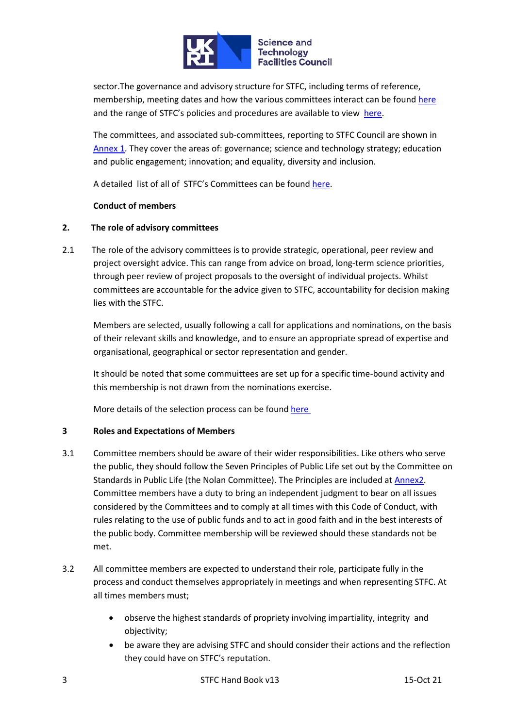sector.The governance and advisory structure for STFC, including terms of reference, membership, meeting dates and how the various committees interact can be found here and the range of STFC's policies and procedures are available to view here.

The committees, and associated sub-committees, reporting to STFC Council are shown in Annex 1. They cover the areas of: governance; science and technology strategy; education and public engagement; innovation; and equality, diversity and inclusion.

A detailed list of all of STFC's Committees can be found here.

**Conduct of members**

## 2. The role of advisory committees

2.1 The role of the advisory committees is to provide strategic, operational, peer review and project oversight advice. This can range from advice on broad, long-term science priorities, through peer review of project proposals to the oversight of individual projects. Whilst committees are accountable for the advice given to STFC, accountability for decision making lies with the STFC.

Members are selected, usually following a call for applications and nominations, on the basis of their relevant skills and knowledge, and to ensure an appropriate spread of expertise and organisational, geographical or sector representation and gender.

It should be noted that some commuittees are set up for a specific time-bound activity and this membership is not drawn from the nominations exercise.

More details of the selection process can be found here

## 3 Roles and Expectations of Members

3.1 Committee members should be aware of their wider responsibilities. Like others who serve the public, they should follow the Seven Principles of Public Life set out by the Committee on Standards in Public Life (the Nolan Committee). The Principles are included at Annex2. Committee members have a duty to bring an independent judgment to bear on all issues considered by the Committees and to comply at all times with this Code of Conduct, with rules relating to the use of public funds and to act in good faith and in the best interests of the public body. Committee membership will be reviewed should these standards not be met.

3.2 All committee members are expected to understand their role, participate fully in the process and conduct themselves appropriately in meetings and when representing STFC. At all times members must;

- observe the highest standards of propriety involving impartiality, integrity and objectivity;
- be aware they are advising STFC and should consider their actions and the reflection they could have on STFC's reputation.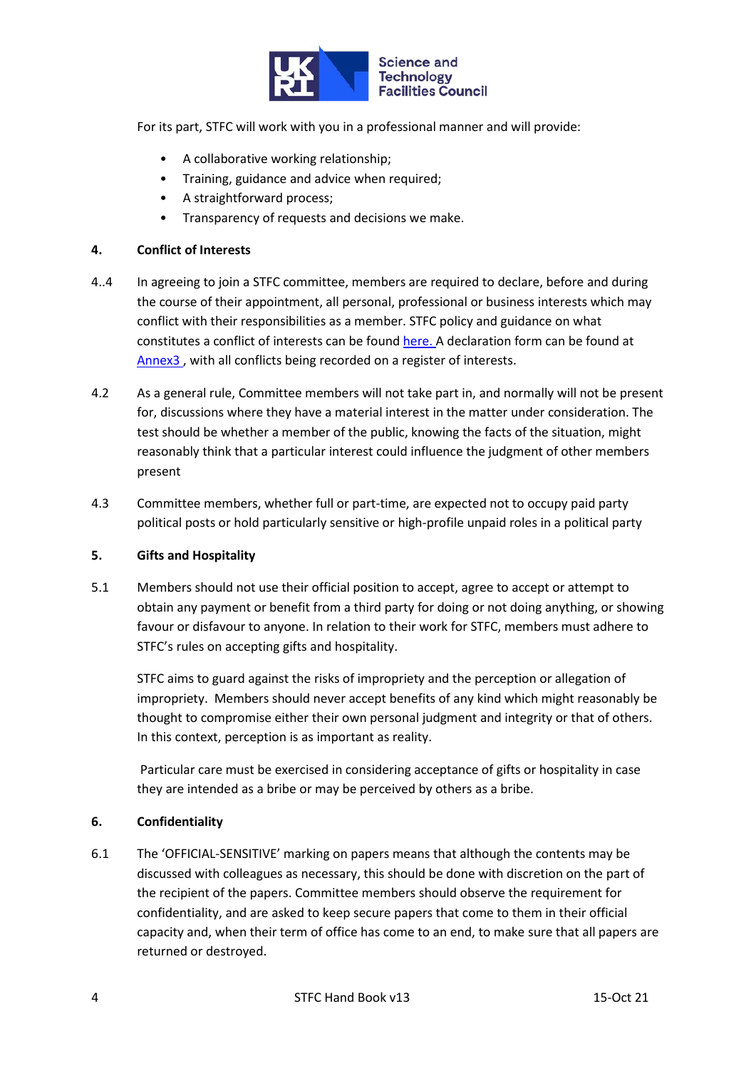For its part, STFC will work with you in a professional manner and will provide:

- A collaborative working relationship;
- Training, guidance and advice when required;
- A straightforward process;
- Transparency of requests and decisions we make.

## 4. Conflict of Interests

4..4 In agreeing to join a STFC committee, members are required to declare, before and during the course of their appointment, all personal, professional or business interests which may conflict with their responsibilities as a member. STFC policy and guidance on what constitutes a conflict of interests can be found here. A declaration form can be found at Annex3 , with all conflicts being recorded on a register of interests.

4.2 As a general rule, Committee members will not take part in, and normally will not be present for, discussions where they have a material interest in the matter under consideration. The test should be whether a member of the public, knowing the facts of the situation, might reasonably think that a particular interest could influence the judgment of other members present

4.3 Committee members, whether full or part-time, are expected not to occupy paid party political posts or hold particularly sensitive or high-profile unpaid roles in a political party

## 5. Gifts and Hospitality

5.1 Members should not use their official position to accept, agree to accept or attempt to obtain any payment or benefit from a third party for doing or not doing anything, or showing favour or disfavour to anyone. In relation to their work for STFC, members must adhere to STFC's rules on accepting gifts and hospitality.

STFC aims to guard against the risks of impropriety and the perception or allegation of impropriety. Members should never accept benefits of any kind which might reasonably be thought to compromise either their own personal judgment and integrity or that of others. In this context, perception is as important as reality.

Particular care must be exercised in considering acceptance of gifts or hospitality in case they are intended as a bribe or may be perceived by others as a bribe.

## 6. Confidentiality

6.1 The 'OFFICIAL-SENSITIVE' marking on papers means that although the contents may be discussed with colleagues as necessary, this should be done with discretion on the part of the recipient of the papers. Committee members should observe the requirement for confidentiality, and are asked to keep secure papers that come to them in their official capacity and, when their term of office has come to an end, to make sure that all papers are returned or destroyed.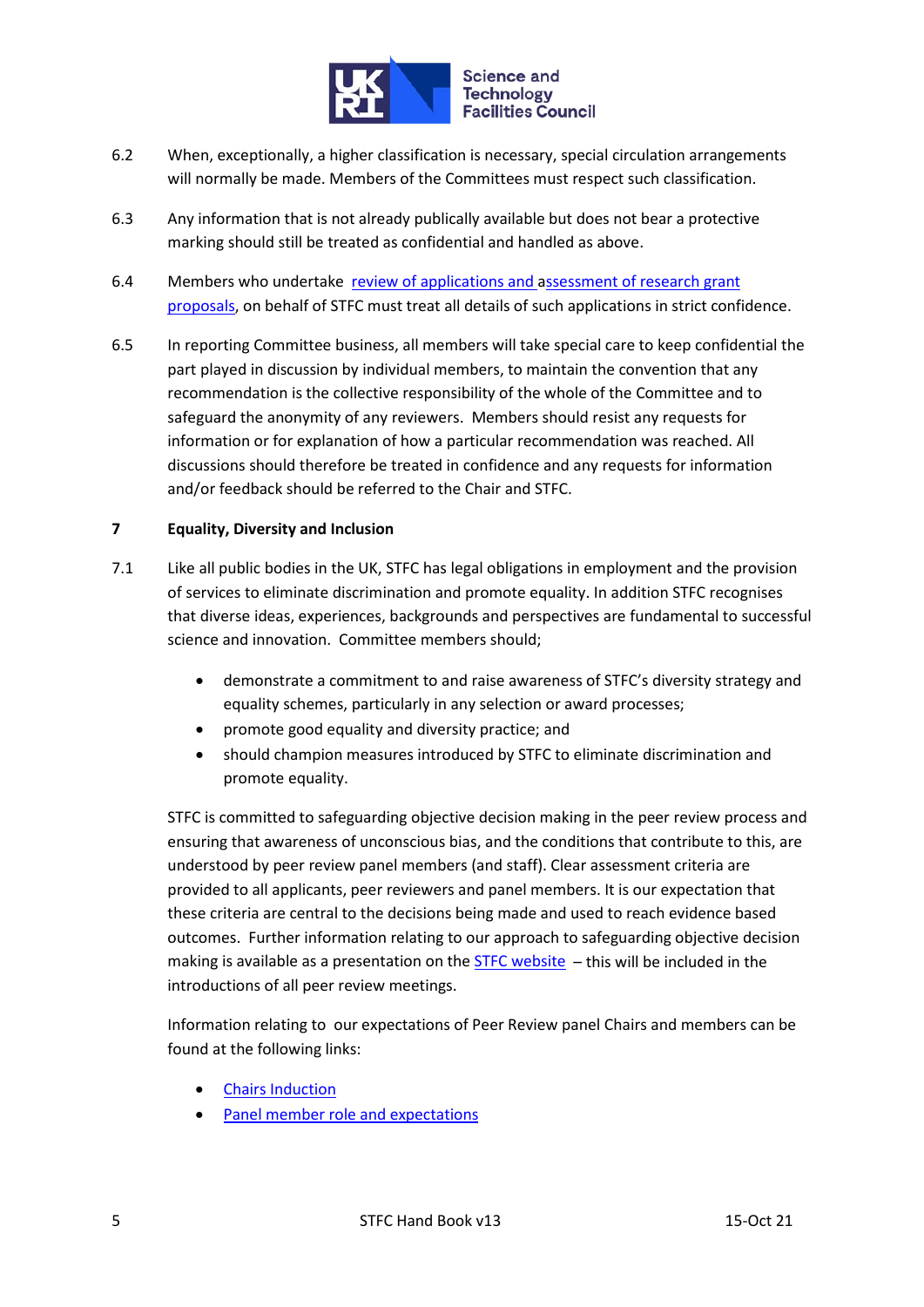6.2 When, exceptionally, a higher classification is necessary, special circulation arrangements will normally be made. Members of the Committees must respect such classification.

6.3 Any information that is not already publically available but does not bear a protective marking should still be treated as confidential and handled as above.

6.4 Members who undertake review of applications and assessment of research grant proposals, on behalf of STFC must treat all details of such applications in strict confidence.

6.5 In reporting Committee business, all members will take special care to keep confidential the part played in discussion by individual members, to maintain the convention that any recommendation is the collective responsibility of the whole of the Committee and to safeguard the anonymity of any reviewers. Members should resist any requests for information or for explanation of how a particular recommendation was reached. All discussions should therefore be treated in confidence and any requests for information and/or feedback should be referred to the Chair and STFC.

## 7 Equality, Diversity and Inclusion

7.1 Like all public bodies in the UK, STFC has legal obligations in employment and the provision of services to eliminate discrimination and promote equality. In addition STFC recognises that diverse ideas, experiences, backgrounds and perspectives are fundamental to successful science and innovation. Committee members should;

- demonstrate a commitment to and raise awareness of STFC's diversity strategy and equality schemes, particularly in any selection or award processes;
- promote good equality and diversity practice; and
- should champion measures introduced by STFC to eliminate discrimination and promote equality.

STFC is committed to safeguarding objective decision making in the peer review process and ensuring that awareness of unconscious bias, and the conditions that contribute to this, are understood by peer review panel members (and staff). Clear assessment criteria are provided to all applicants, peer reviewers and panel members. It is our expectation that these criteria are central to the decisions being made and used to reach evidence based outcomes. Further information relating to our approach to safeguarding objective decision making is available as a presentation on the STFC website – this will be included in the introductions of all peer review meetings.

Information relating to our expectations of Peer Review panel Chairs and members can be found at the following links:

- Chairs Induction
- Panel member role and expectations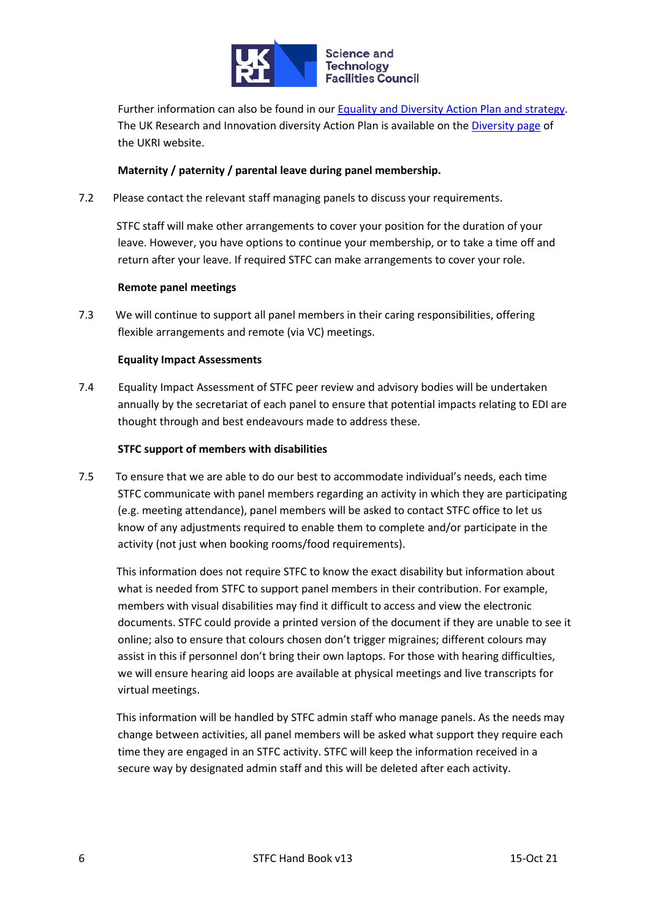Further information can also be found in our Equality and Diversity Action Plan and strategy. The UK Research and Innovation diversity Action Plan is available on the Diversity page of the UKRI website.

**Maternity / paternity / parental leave during panel membership.**

7.2 Please contact the relevant staff managing panels to discuss your requirements.

STFC staff will make other arrangements to cover your position for the duration of your leave. However, you have options to continue your membership, or to take a time off and return after your leave. If required STFC can make arrangements to cover your role.

**Remote panel meetings**

7.3 We will continue to support all panel members in their caring responsibilities, offering flexible arrangements and remote (via VC) meetings.

**Equality Impact Assessments**

7.4 Equality Impact Assessment of STFC peer review and advisory bodies will be undertaken annually by the secretariat of each panel to ensure that potential impacts relating to EDI are thought through and best endeavours made to address these.

**STFC support of members with disabilities**

7.5 To ensure that we are able to do our best to accommodate individual's needs, each time STFC communicate with panel members regarding an activity in which they are participating (e.g. meeting attendance), panel members will be asked to contact STFC office to let us know of any adjustments required to enable them to complete and/or participate in the activity (not just when booking rooms/food requirements).

This information does not require STFC to know the exact disability but information about what is needed from STFC to support panel members in their contribution. For example, members with visual disabilities may find it difficult to access and view the electronic documents. STFC could provide a printed version of the document if they are unable to see it online; also to ensure that colours chosen don't trigger migraines; different colours may assist in this if personnel don't bring their own laptops. For those with hearing difficulties, we will ensure hearing aid loops are available at physical meetings and live transcripts for virtual meetings.

This information will be handled by STFC admin staff who manage panels. As the needs may change between activities, all panel members will be asked what support they require each time they are engaged in an STFC activity. STFC will keep the information received in a secure way by designated admin staff and this will be deleted after each activity.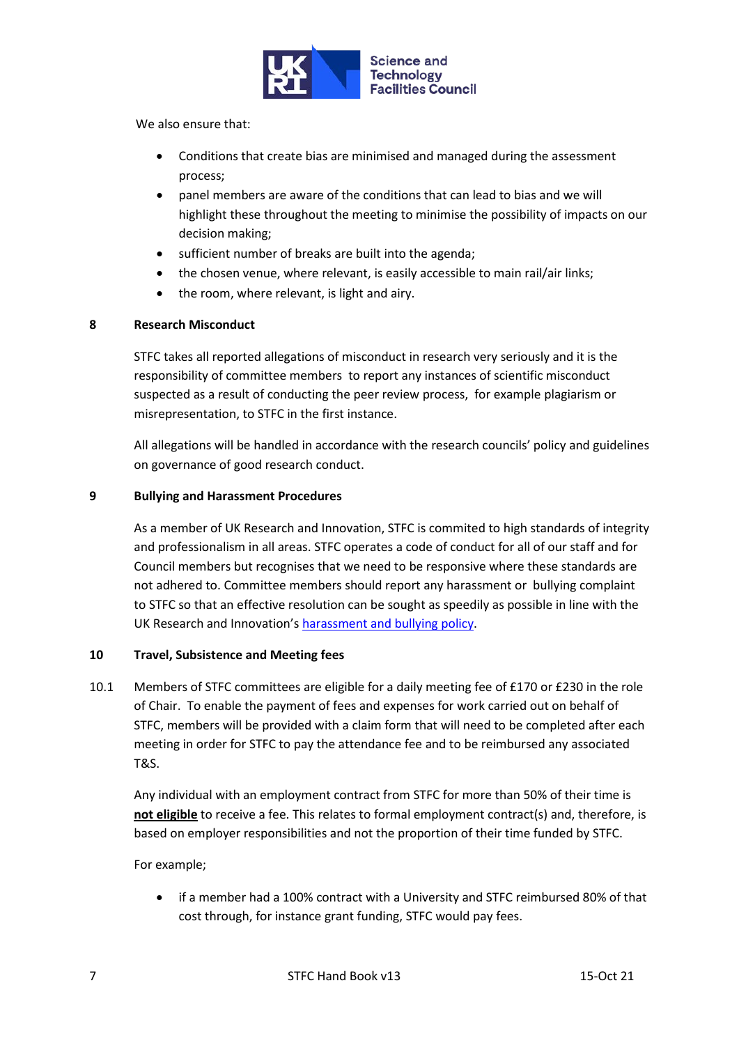We also ensure that:

- Conditions that create bias are minimised and managed during the assessment process;
- panel members are aware of the conditions that can lead to bias and we will highlight these throughout the meeting to minimise the possibility of impacts on our decision making;
- sufficient number of breaks are built into the agenda;
- the chosen venue, where relevant, is easily accessible to main rail/air links;
- the room, where relevant, is light and airy.

## 8 Research Misconduct

STFC takes all reported allegations of misconduct in research very seriously and it is the responsibility of committee members to report any instances of scientific misconduct suspected as a result of conducting the peer review process, for example plagiarism or misrepresentation, to STFC in the first instance.

All allegations will be handled in accordance with the research councils' policy and guidelines on governance of good research conduct.

## 9 Bullying and Harassment Procedures

As a member of UK Research and Innovation, STFC is commited to high standards of integrity and professionalism in all areas. STFC operates a code of conduct for all of our staff and for Council members but recognises that we need to be responsive where these standards are not adhered to. Committee members should report any harassment or bullying complaint to STFC so that an effective resolution can be sought as speedily as possible in line with the UK Research and Innovation's harassment and bullying policy.

## 10 Travel, Subsistence and Meeting fees

10.1 Members of STFC committees are eligible for a daily meeting fee of £170 or £230 in the role of Chair. To enable the payment of fees and expenses for work carried out on behalf of STFC, members will be provided with a claim form that will need to be completed after each meeting in order for STFC to pay the attendance fee and to be reimbursed any associated T&S.

Any individual with an employment contract from STFC for more than 50% of their time is **not eligible** to receive a fee. This relates to formal employment contract(s) and, therefore, is based on employer responsibilities and not the proportion of their time funded by STFC.

For example;

- if a member had a 100% contract with a University and STFC reimbursed 80% of that cost through, for instance grant funding, STFC would pay fees.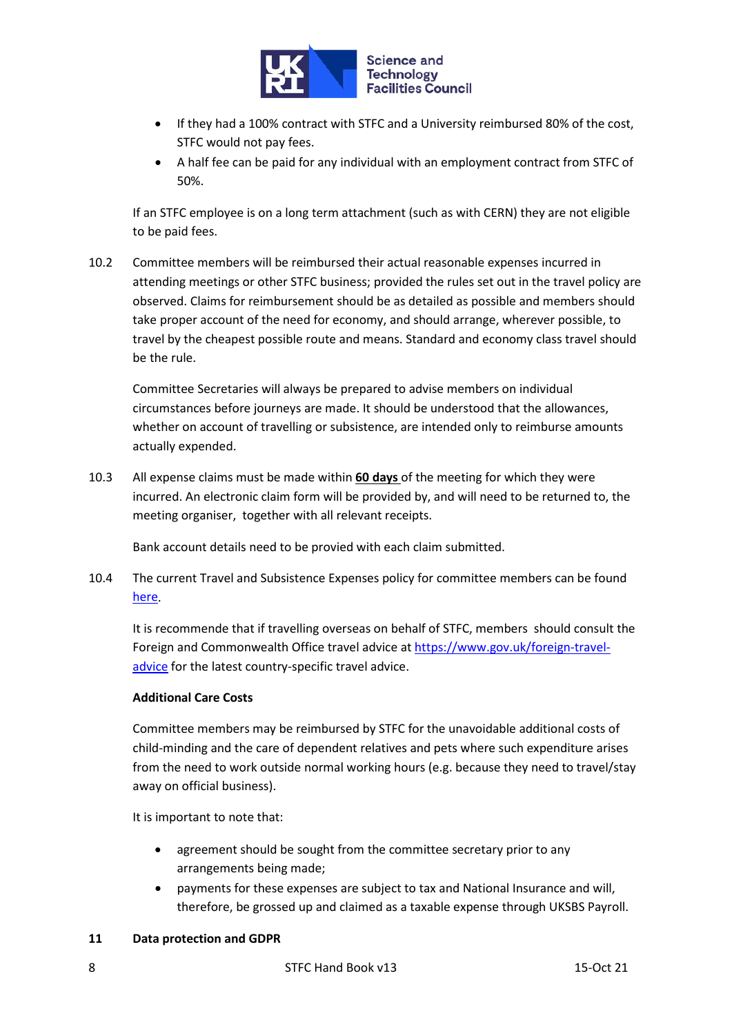- If they had a 100% contract with STFC and a University reimbursed 80% of the cost, STFC would not pay fees.
- A half fee can be paid for any individual with an employment contract from STFC of 50%.

If an STFC employee is on a long term attachment (such as with CERN) they are not eligible to be paid fees.

10.2 Committee members will be reimbursed their actual reasonable expenses incurred in attending meetings or other STFC business; provided the rules set out in the travel policy are observed. Claims for reimbursement should be as detailed as possible and members should take proper account of the need for economy, and should arrange, wherever possible, to travel by the cheapest possible route and means. Standard and economy class travel should be the rule.

Committee Secretaries will always be prepared to advise members on individual circumstances before journeys are made. It should be understood that the allowances, whether on account of travelling or subsistence, are intended only to reimburse amounts actually expended.

10.3 All expense claims must be made within **60 days** of the meeting for which they were incurred. An electronic claim form will be provided by, and will need to be returned to, the meeting organiser, together with all relevant receipts.

Bank account details need to be provied with each claim submitted.

10.4 The current Travel and Subsistence Expenses policy for committee members can be found here.

It is recommende that if travelling overseas on behalf of STFC, members should consult the Foreign and Commonwealth Office travel advice at https://www.gov.uk/foreign-travel-advice for the latest country-specific travel advice.

**Additional Care Costs**

Committee members may be reimbursed by STFC for the unavoidable additional costs of child-minding and the care of dependent relatives and pets where such expenditure arises from the need to work outside normal working hours (e.g. because they need to travel/stay away on official business).

It is important to note that:

- agreement should be sought from the committee secretary prior to any arrangements being made;
- payments for these expenses are subject to tax and National Insurance and will, therefore, be grossed up and claimed as a taxable expense through UKSBS Payroll.

## 11 Data protection and GDPR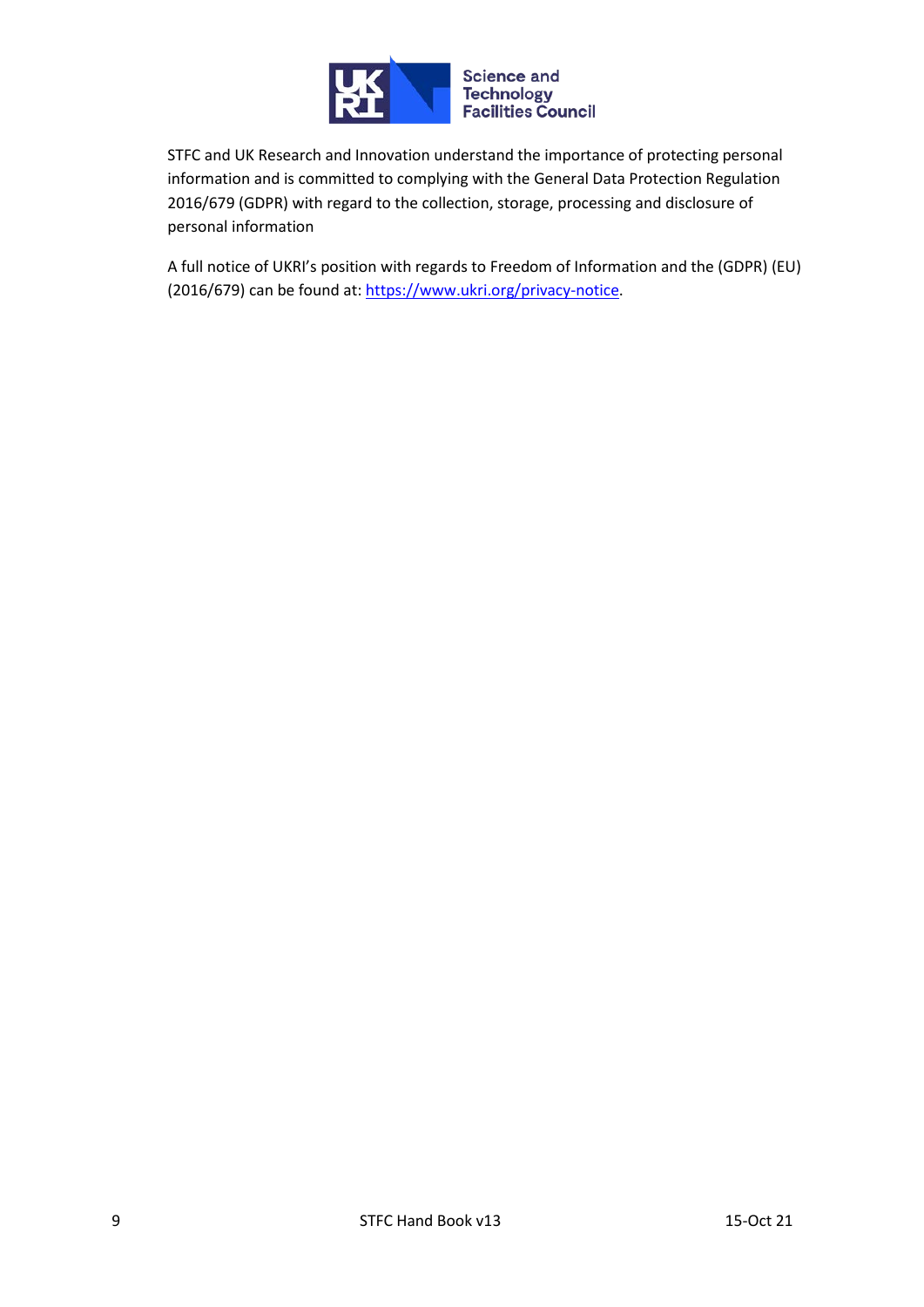STFC and UK Research and Innovation understand the importance of protecting personal information and is committed to complying with the General Data Protection Regulation 2016/679 (GDPR) with regard to the collection, storage, processing and disclosure of personal information

A full notice of UKRI's position with regards to Freedom of Information and the (GDPR) (EU) (2016/679) can be found at: [https://www.ukri.org/privacy-notice](https://www.ukri.org/privacy-notice).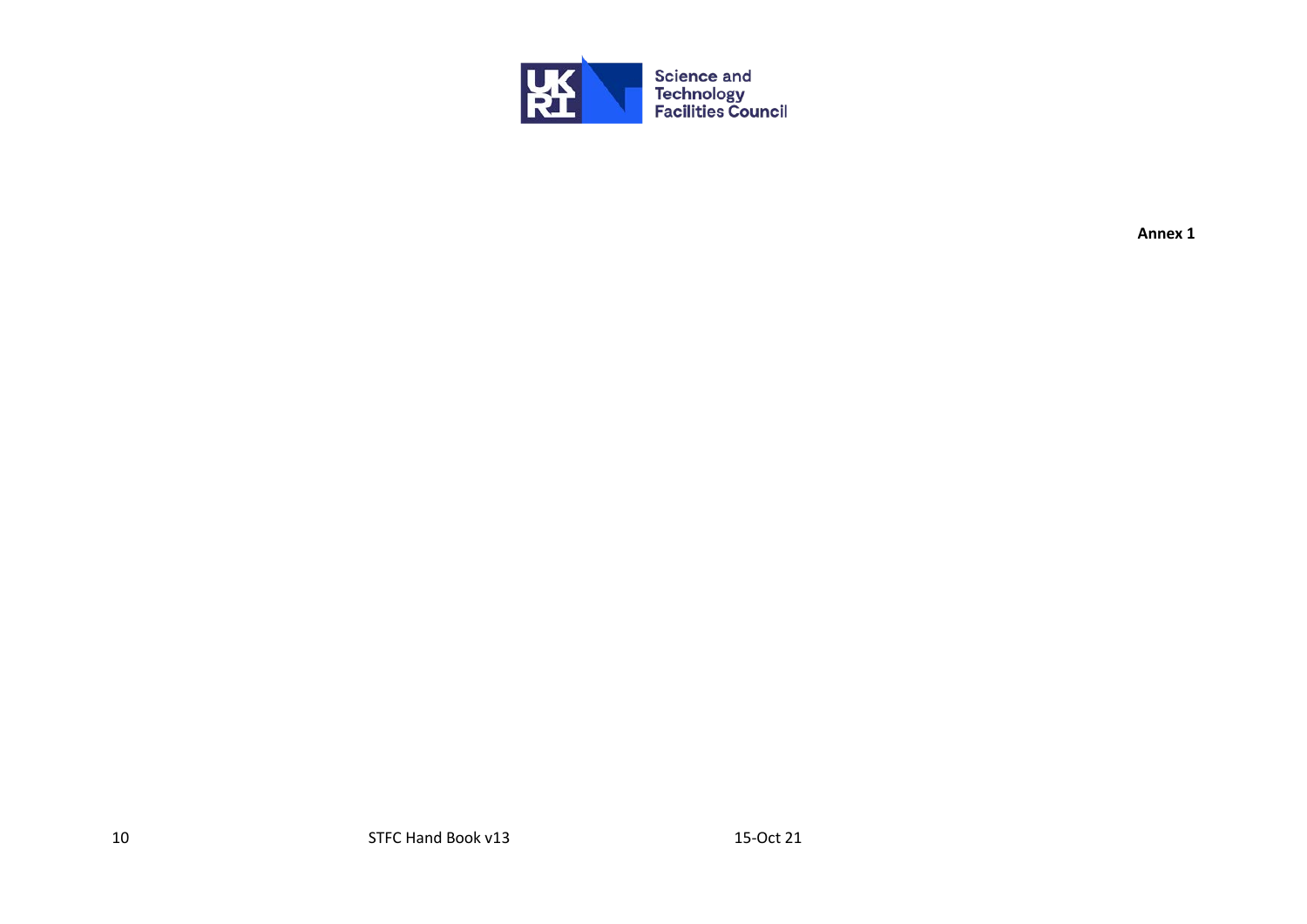**Annex 1**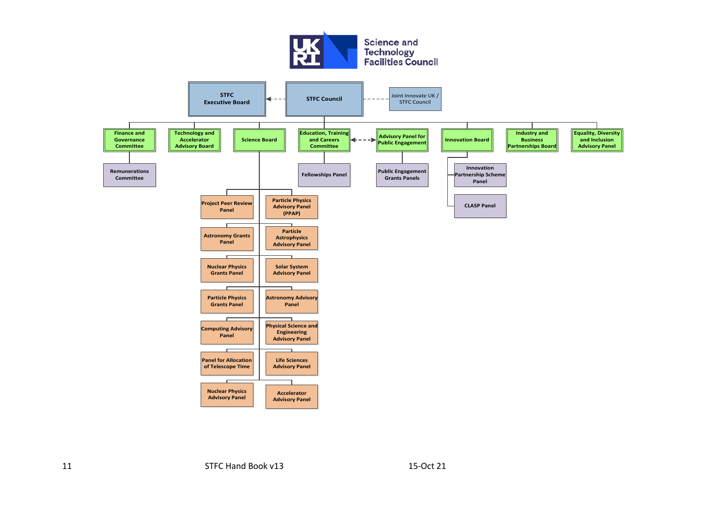**Science and Technology Facilities Council**

- **STFC Council**
  - STFC Executive Board
  - Joint Innovate UK / STFC Council
  - Finance and Governance Committee
    - Remunerations Committee
  - Technology and Accelerator Advisory Board
  - Science Board
    - Project Peer Review Panel
    - Particle Physics Advisory Panel (PPAP)
    - Astronomy Grants Panel
    - Particle Astrophysics Advisory Panel
    - Nuclear Physics Grants Panel
    - Solar System Advisory Panel
    - Particle Physics Grants Panel
    - Astronomy Advisory Panel
    - Computing Advisory Panel
    - Physical Science and Engineering Advisory Panel
    - Panel for Allocation of Telescope Time
    - Life Sciences Advisory Panel
    - Nuclear Physics Advisory Panel
    - Accelerator Advisory Panel
  - Education, Training and Careers Committee
    - Fellowships Panel
  - Advisory Panel for Public Engagement
    - Public Engagement Grants Panels
  - Innovation Board
    - Innovation Partnership Scheme Panel
    - CLASP Panel
  - Industry and Business Partnerships Board
  - Equality, Diversity and Inclusion Advisory Panel

STFC Hand Book v13 15-Oct 21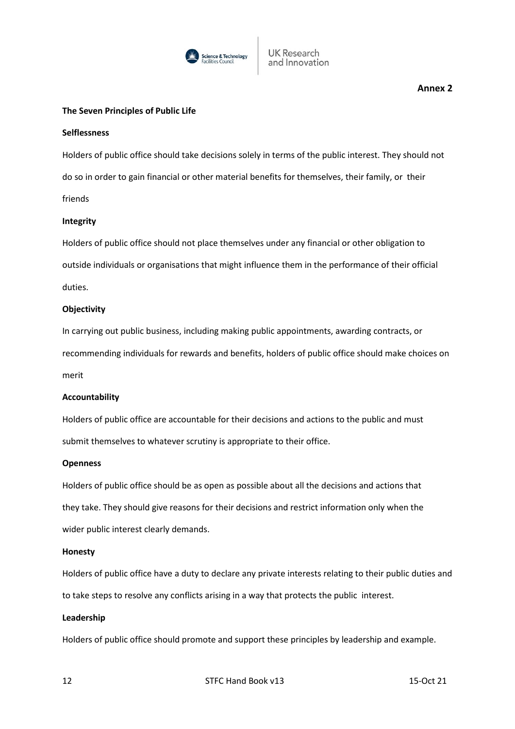**Annex 2**

**The Seven Principles of Public Life**

**Selflessness**

Holders of public office should take decisions solely in terms of the public interest. They should not do so in order to gain financial or other material benefits for themselves, their family, or their friends

**Integrity**

Holders of public office should not place themselves under any financial or other obligation to outside individuals or organisations that might influence them in the performance of their official duties.

**Objectivity**

In carrying out public business, including making public appointments, awarding contracts, or recommending individuals for rewards and benefits, holders of public office should make choices on merit

**Accountability**

Holders of public office are accountable for their decisions and actions to the public and must submit themselves to whatever scrutiny is appropriate to their office.

**Openness**

Holders of public office should be as open as possible about all the decisions and actions that they take. They should give reasons for their decisions and restrict information only when the wider public interest clearly demands.

**Honesty**

Holders of public office have a duty to declare any private interests relating to their public duties and to take steps to resolve any conflicts arising in a way that protects the public interest.

**Leadership**

Holders of public office should promote and support these principles by leadership and example.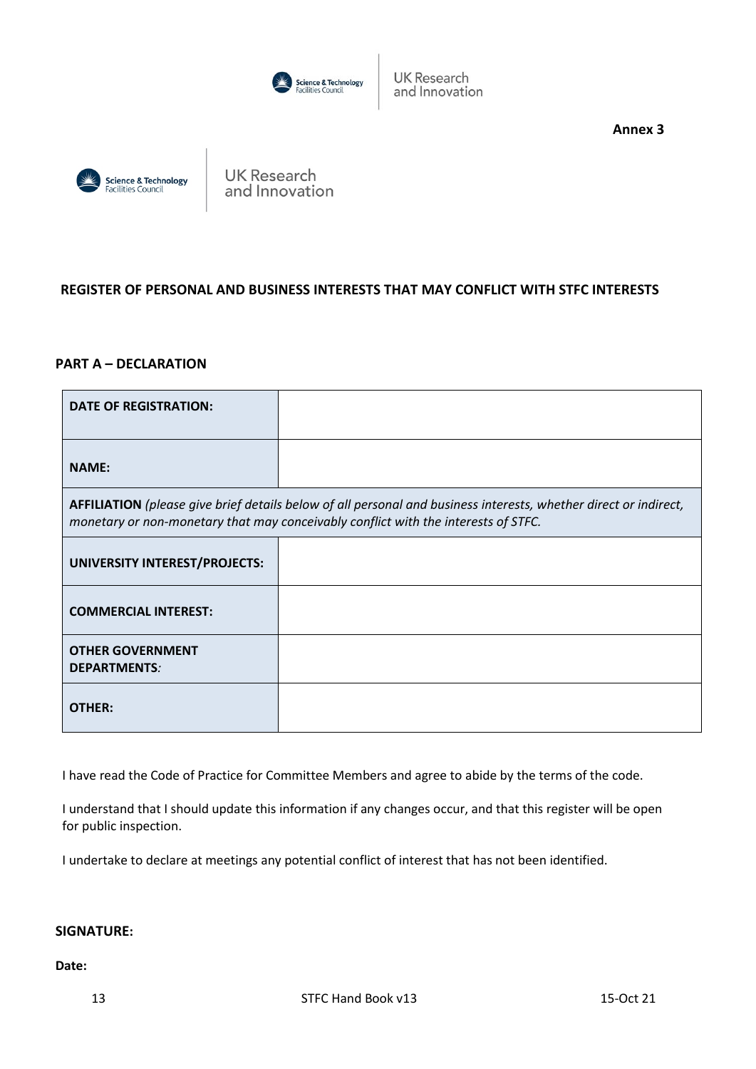**Annex 3**

## REGISTER OF PERSONAL AND BUSINESS INTERESTS THAT MAY CONFLICT WITH STFC INTERESTS

### PART A – DECLARATION

| DATE OF REGISTRATION: | |
|---|---|
| **NAME:** | |
| **AFFILIATION** *(please give brief details below of all personal and business interests, whether direct or indirect, monetary or non-monetary that may conceivably conflict with the interests of STFC.* | |
| **UNIVERSITY INTEREST/PROJECTS:** | |
| **COMMERCIAL INTEREST:** | |
| **OTHER GOVERNMENT DEPARTMENTS***:* | |
| **OTHER:** | |

I have read the Code of Practice for Committee Members and agree to abide by the terms of the code.

I understand that I should update this information if any changes occur, and that this register will be open for public inspection.

I undertake to declare at meetings any potential conflict of interest that has not been identified.

**SIGNATURE:**

**Date:**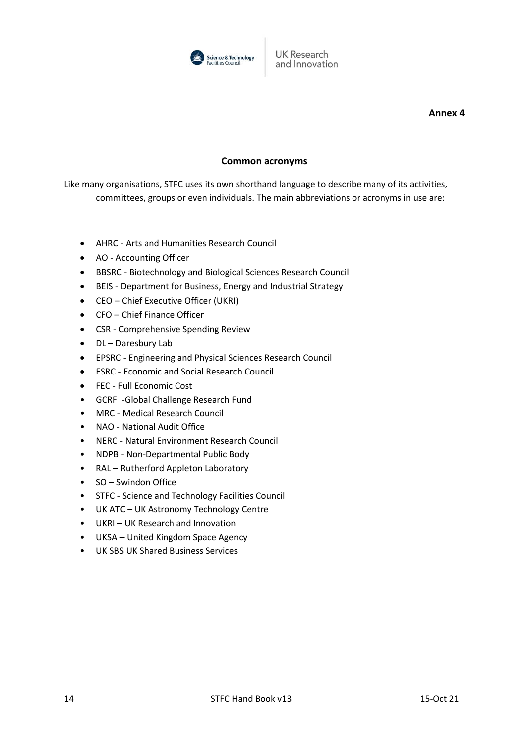**Annex 4**

**Common acronyms**

Like many organisations, STFC uses its own shorthand language to describe many of its activities, committees, groups or even individuals. The main abbreviations or acronyms in use are:

- AHRC - Arts and Humanities Research Council
- AO - Accounting Officer
- BBSRC - Biotechnology and Biological Sciences Research Council
- BEIS - Department for Business, Energy and Industrial Strategy
- CEO – Chief Executive Officer (UKRI)
- CFO – Chief Finance Officer
- CSR - Comprehensive Spending Review
- DL – Daresbury Lab
- EPSRC - Engineering and Physical Sciences Research Council
- ESRC - Economic and Social Research Council
- FEC - Full Economic Cost
- GCRF -Global Challenge Research Fund
- MRC - Medical Research Council
- NAO - National Audit Office
- NERC - Natural Environment Research Council
- NDPB - Non-Departmental Public Body
- RAL – Rutherford Appleton Laboratory
- SO – Swindon Office
- STFC - Science and Technology Facilities Council
- UK ATC – UK Astronomy Technology Centre
- UKRI – UK Research and Innovation
- UKSA – United Kingdom Space Agency
- UK SBS UK Shared Business Services